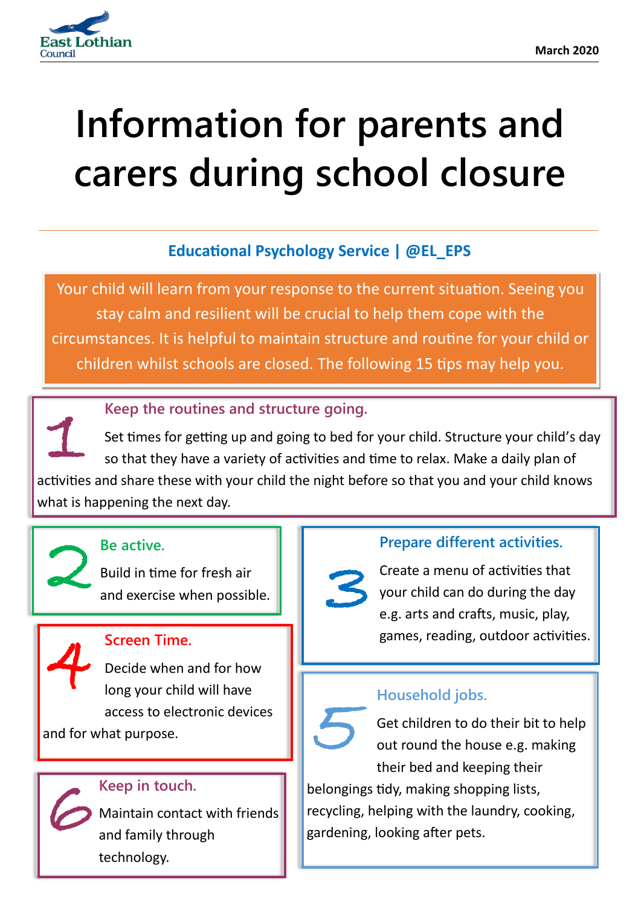East Lothian Council

March 2020

# Information for parents and carers during school closure

**Educational Psychology Service | @EL_EPS**

Your child will learn from your response to the current situation. Seeing you stay calm and resilient will be crucial to help them cope with the circumstances. It is helpful to maintain structure and routine for your child or children whilst schools are closed. The following 15 tips may help you.

## 1. Keep the routines and structure going.

Set times for getting up and going to bed for your child. Structure your child's day so that they have a variety of activities and time to relax. Make a daily plan of activities and share these with your child the night before so that you and your child knows what is happening the next day.

## 2. Be active.

Build in time for fresh air and exercise when possible.

## 3. Prepare different activities.

Create a menu of activities that your child can do during the day e.g. arts and crafts, music, play, games, reading, outdoor activities.

## 4. Screen Time.

Decide when and for how long your child will have access to electronic devices and for what purpose.

## 5. Household jobs.

Get children to do their bit to help out round the house e.g. making their bed and keeping their belongings tidy, making shopping lists, recycling, helping with the laundry, cooking, gardening, looking after pets.

## 6. Keep in touch.

Maintain contact with friends and family through technology.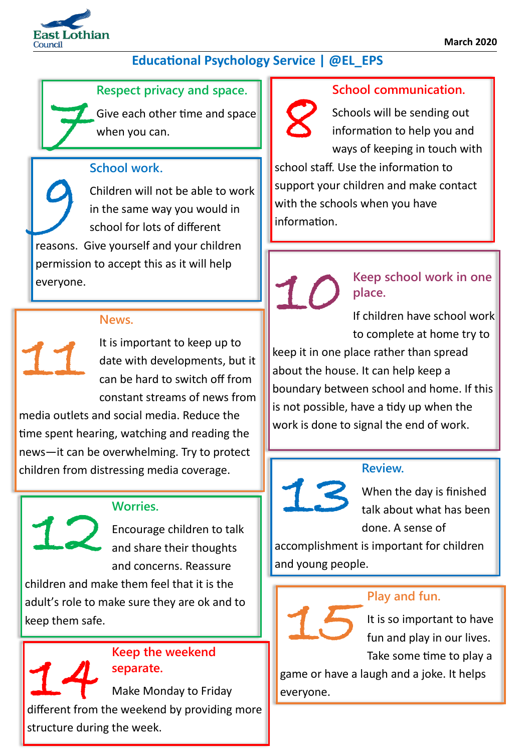East Lothian Council

March 2020

## Educational Psychology Service | @EL_EPS

### 7 Respect privacy and space.

Give each other time and space when you can.

### 8 School communication.

Schools will be sending out information to help you and ways of keeping in touch with school staff. Use the information to support your children and make contact with the schools when you have information.

### 9 School work.

Children will not be able to work in the same way you would in school for lots of different reasons. Give yourself and your children permission to accept this as it will help everyone.

### 10 Keep school work in one place.

If children have school work to complete at home try to keep it in one place rather than spread about the house. It can help keep a boundary between school and home. If this is not possible, have a tidy up when the work is done to signal the end of work.

### 11 News.

It is important to keep up to date with developments, but it can be hard to switch off from constant streams of news from media outlets and social media. Reduce the time spent hearing, watching and reading the news—it can be overwhelming. Try to protect children from distressing media coverage.

### 12 Worries.

Encourage children to talk and share their thoughts and concerns. Reassure children and make them feel that it is the adult's role to make sure they are ok and to keep them safe.

### 13 Review.

When the day is finished talk about what has been done. A sense of accomplishment is important for children and young people.

### 14 Keep the weekend separate.

Make Monday to Friday different from the weekend by providing more structure during the week.

### 15 Play and fun.

It is so important to have fun and play in our lives. Take some time to play a game or have a laugh and a joke. It helps everyone.